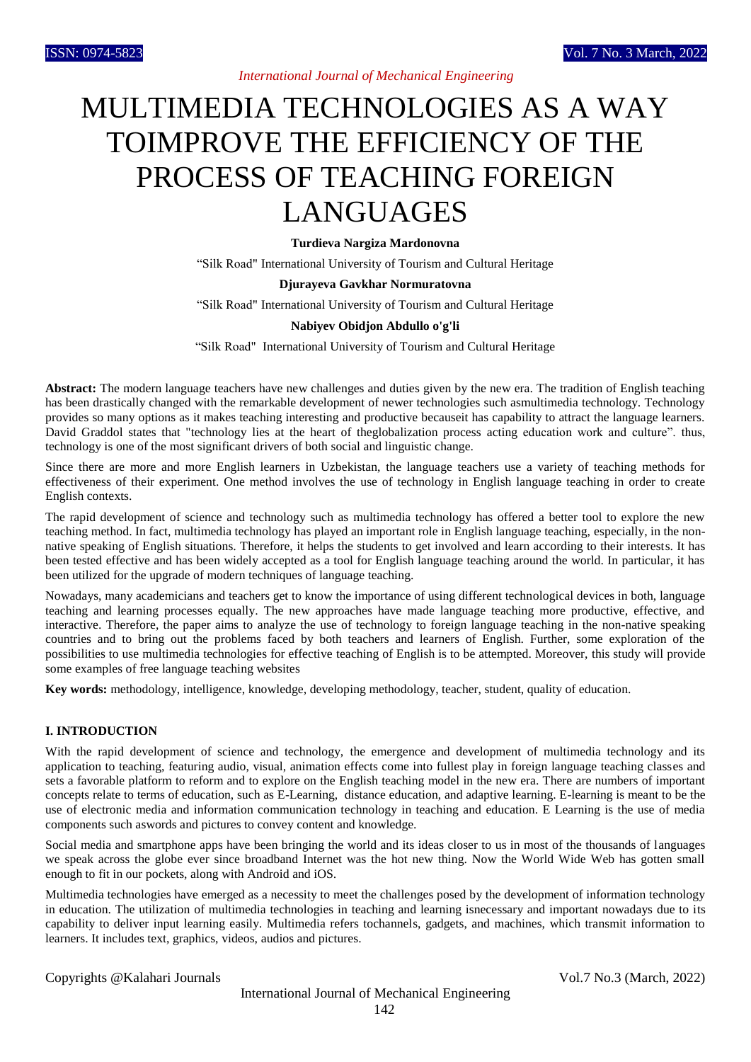# MULTIMEDIA TECHNOLOGIES AS A WAY TOIMPROVE THE EFFICIENCY OF THE PROCESS OF TEACHING FOREIGN LANGUAGES

**Turdieva Nargiza Mardonovna**

"Silk Road" International University of Tourism and Cultural Heritage

**Djurayeva Gavkhar Normuratovna**

"Silk Road" International University of Tourism and Cultural Heritage

**Nabiyev Obidjon Abdullo o'g'li**

"Silk Road" International University of Tourism and Cultural Heritage

**Abstract:** The modern language teachers have new challenges and duties given by the new era. The tradition of English teaching has been drastically changed with the remarkable development of newer technologies such asmultimedia technology. Technology provides so many options as it makes teaching interesting and productive becauseit has capability to attract the language learners. David Graddol states that "technology lies at the heart of theglobalization process acting education work and culture". thus, technology is one of the most significant drivers of both social and linguistic change.

Since there are more and more English learners in Uzbekistan, the language teachers use a variety of teaching methods for effectiveness of their experiment. One method involves the use of technology in English language teaching in order to create English contexts.

The rapid development of science and technology such as multimedia technology has offered a better tool to explore the new teaching method. In fact, multimedia technology has played an important role in English language teaching, especially, in the non-native speaking of English situations. Therefore, it helps the students to get involved and learn according to their interests. It has been tested effective and has been widely accepted as a tool for English language teaching around the world. In particular, it has been utilized for the upgrade of modern techniques of language teaching.

Nowadays, many academicians and teachers get to know the importance of using different technological devices in both, language teaching and learning processes equally. The new approaches have made language teaching more productive, effective, and interactive. Therefore, the paper aims to analyze the use of technology to foreign language teaching in the non-native speaking countries and to bring out the problems faced by both teachers and learners of English. Further, some exploration of the possibilities to use multimedia technologies for effective teaching of English is to be attempted. Moreover, this study will provide some examples of free language teaching websites

**Key words:** methodology, intelligence, knowledge, developing methodology, teacher, student, quality of education.

## I. INTRODUCTION

With the rapid development of science and technology, the emergence and development of multimedia technology and its application to teaching, featuring audio, visual, animation effects come into fullest play in foreign language teaching classes and sets a favorable platform to reform and to explore on the English teaching model in the new era. There are numbers of important concepts relate to terms of education, such as E-Learning, distance education, and adaptive learning. E-learning is meant to be the use of electronic media and information communication technology in teaching and education. E Learning is the use of media components such aswords and pictures to convey content and knowledge.

Social media and smartphone apps have been bringing the world and its ideas closer to us in most of the thousands of languages we speak across the globe ever since broadband Internet was the hot new thing. Now the World Wide Web has gotten small enough to fit in our pockets, along with Android and iOS.

Multimedia technologies have emerged as a necessity to meet the challenges posed by the development of information technology in education. The utilization of multimedia technologies in teaching and learning isnecessary and important nowadays due to its capability to deliver input learning easily. Multimedia refers tochannels, gadgets, and machines, which transmit information to learners. It includes text, graphics, videos, audios and pictures.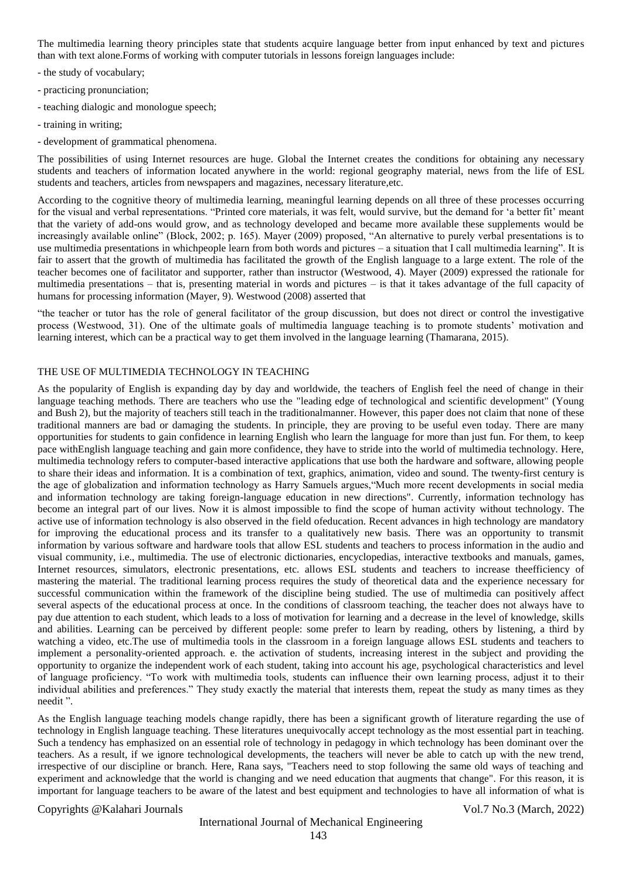The multimedia learning theory principles state that students acquire language better from input enhanced by text and pictures than with text alone.Forms of working with computer tutorials in lessons foreign languages include:

- the study of vocabulary;
- practicing pronunciation;
- teaching dialogic and monologue speech;
- training in writing;
- development of grammatical phenomena.

The possibilities of using Internet resources are huge. Global the Internet creates the conditions for obtaining any necessary students and teachers of information located anywhere in the world: regional geography material, news from the life of ESL students and teachers, articles from newspapers and magazines, necessary literature,etc.

According to the cognitive theory of multimedia learning, meaningful learning depends on all three of these processes occurring for the visual and verbal representations. "Printed core materials, it was felt, would survive, but the demand for 'a better fit' meant that the variety of add-ons would grow, and as technology developed and became more available these supplements would be increasingly available online" (Block, 2002; p. 165). Mayer (2009) proposed, "An alternative to purely verbal presentations is to use multimedia presentations in whichpeople learn from both words and pictures – a situation that I call multimedia learning". It is fair to assert that the growth of multimedia has facilitated the growth of the English language to a large extent. The role of the teacher becomes one of facilitator and supporter, rather than instructor (Westwood, 4). Mayer (2009) expressed the rationale for multimedia presentations – that is, presenting material in words and pictures – is that it takes advantage of the full capacity of humans for processing information (Mayer, 9). Westwood (2008) asserted that

"the teacher or tutor has the role of general facilitator of the group discussion, but does not direct or control the investigative process (Westwood, 31). One of the ultimate goals of multimedia language teaching is to promote students' motivation and learning interest, which can be a practical way to get them involved in the language learning (Thamarana, 2015).

## THE USE OF MULTIMEDIA TECHNOLOGY IN TEACHING

As the popularity of English is expanding day by day and worldwide, the teachers of English feel the need of change in their language teaching methods. There are teachers who use the "leading edge of technological and scientific development" (Young and Bush 2), but the majority of teachers still teach in the traditionalmanner. However, this paper does not claim that none of these traditional manners are bad or damaging the students. In principle, they are proving to be useful even today. There are many opportunities for students to gain confidence in learning English who learn the language for more than just fun. For them, to keep pace withEnglish language teaching and gain more confidence, they have to stride into the world of multimedia technology. Here, multimedia technology refers to computer-based interactive applications that use both the hardware and software, allowing people to share their ideas and information. It is a combination of text, graphics, animation, video and sound. The twenty-first century is the age of globalization and information technology as Harry Samuels argues,"Much more recent developments in social media and information technology are taking foreign-language education in new directions". Currently, information technology has become an integral part of our lives. Now it is almost impossible to find the scope of human activity without technology. The active use of information technology is also observed in the field ofeducation. Recent advances in high technology are mandatory for improving the educational process and its transfer to a qualitatively new basis. There was an opportunity to transmit information by various software and hardware tools that allow ESL students and teachers to process information in the audio and visual community, i.e., multimedia. The use of electronic dictionaries, encyclopedias, interactive textbooks and manuals, games, Internet resources, simulators, electronic presentations, etc. allows ESL students and teachers to increase theefficiency of mastering the material. The traditional learning process requires the study of theoretical data and the experience necessary for successful communication within the framework of the discipline being studied. The use of multimedia can positively affect several aspects of the educational process at once. In the conditions of classroom teaching, the teacher does not always have to pay due attention to each student, which leads to a loss of motivation for learning and a decrease in the level of knowledge, skills and abilities. Learning can be perceived by different people: some prefer to learn by reading, others by listening, a third by watching a video, etc.The use of multimedia tools in the classroom in a foreign language allows ESL students and teachers to implement a personality-oriented approach. e. the activation of students, increasing interest in the subject and providing the opportunity to organize the independent work of each student, taking into account his age, psychological characteristics and level of language proficiency. "To work with multimedia tools, students can influence their own learning process, adjust it to their individual abilities and preferences." They study exactly the material that interests them, repeat the study as many times as they needit ".

As the English language teaching models change rapidly, there has been a significant growth of literature regarding the use of technology in English language teaching. These literatures unequivocally accept technology as the most essential part in teaching. Such a tendency has emphasized on an essential role of technology in pedagogy in which technology has been dominant over the teachers. As a result, if we ignore technological developments, the teachers will never be able to catch up with the new trend, irrespective of our discipline or branch. Here, Rana says, "Teachers need to stop following the same old ways of teaching and experiment and acknowledge that the world is changing and we need education that augments that change". For this reason, it is important for language teachers to be aware of the latest and best equipment and technologies to have all information of what is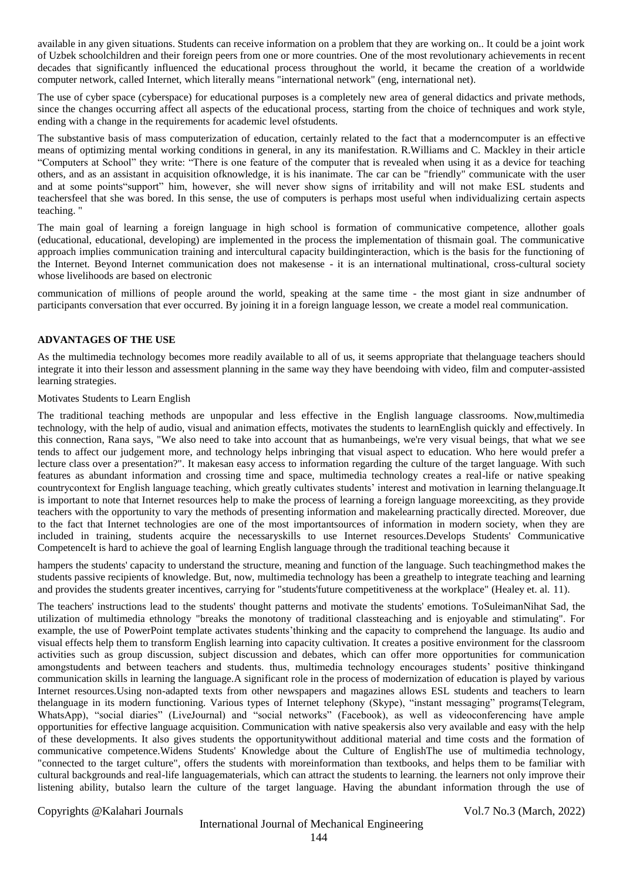available in any given situations. Students can receive information on a problem that they are working on.. It could be a joint work of Uzbek schoolchildren and their foreign peers from one or more countries. One of the most revolutionary achievements in recent decades that significantly influenced the educational process throughout the world, it became the creation of a worldwide computer network, called Internet, which literally means "international network" (eng, international net).

The use of cyber space (cyberspace) for educational purposes is a completely new area of general didactics and private methods, since the changes occurring affect all aspects of the educational process, starting from the choice of techniques and work style, ending with a change in the requirements for academic level ofstudents.

The substantive basis of mass computerization of education, certainly related to the fact that a moderncomputer is an effective means of optimizing mental working conditions in general, in any its manifestation. R.Williams and C. Mackley in their article "Computers at School" they write: "There is one feature of the computer that is revealed when using it as a device for teaching others, and as an assistant in acquisition ofknowledge, it is his inanimate. The car can be "friendly" communicate with the user and at some points"support" him, however, she will never show signs of irritability and will not make ESL students and teachersfeel that she was bored. In this sense, the use of computers is perhaps most useful when individualizing certain aspects teaching. "

The main goal of learning a foreign language in high school is formation of communicative competence, allother goals (educational, educational, developing) are implemented in the process the implementation of thismain goal. The communicative approach implies communication training and intercultural capacity buildinginteraction, which is the basis for the functioning of the Internet. Beyond Internet communication does not makesense - it is an international multinational, cross-cultural society whose livelihoods are based on electronic

communication of millions of people around the world, speaking at the same time - the most giant in size andnumber of participants conversation that ever occurred. By joining it in a foreign language lesson, we create a model real communication.

## ADVANTAGES OF THE USE

As the multimedia technology becomes more readily available to all of us, it seems appropriate that thelanguage teachers should integrate it into their lesson and assessment planning in the same way they have beendoing with video, film and computer-assisted learning strategies.

Motivates Students to Learn English

The traditional teaching methods are unpopular and less effective in the English language classrooms. Now,multimedia technology, with the help of audio, visual and animation effects, motivates the students to learnEnglish quickly and effectively. In this connection, Rana says, "We also need to take into account that as humanbeings, we're very visual beings, that what we see tends to affect our judgement more, and technology helps inbringing that visual aspect to education. Who here would prefer a lecture class over a presentation?". It makesan easy access to information regarding the culture of the target language. With such features as abundant information and crossing time and space, multimedia technology creates a real-life or native speaking countrycontext for English language teaching, which greatly cultivates students' interest and motivation in learning thelanguage.It is important to note that Internet resources help to make the process of learning a foreign language moreexciting, as they provide teachers with the opportunity to vary the methods of presenting information and makelearning practically directed. Moreover, due to the fact that Internet technologies are one of the most importantsources of information in modern society, when they are included in training, students acquire the necessaryskills to use Internet resources.Develops Students' Communicative CompetenceIt is hard to achieve the goal of learning English language through the traditional teaching because it

hampers the students' capacity to understand the structure, meaning and function of the language. Such teachingmethod makes the students passive recipients of knowledge. But, now, multimedia technology has been a greathelp to integrate teaching and learning and provides the students greater incentives, carrying for "students'future competitiveness at the workplace" (Healey et. al. 11).

The teachers' instructions lead to the students' thought patterns and motivate the students' emotions. ToSuleimanNihat Sad, the utilization of multimedia ethnology "breaks the monotony of traditional classteaching and is enjoyable and stimulating". For example, the use of PowerPoint template activates students'thinking and the capacity to comprehend the language. Its audio and visual effects help them to transform English learning into capacity cultivation. It creates a positive environment for the classroom activities such as group discussion, subject discussion and debates, which can offer more opportunities for communication amongstudents and between teachers and students. thus, multimedia technology encourages students' positive thinkingand communication skills in learning the language.A significant role in the process of modernization of education is played by various Internet resources.Using non-adapted texts from other newspapers and magazines allows ESL students and teachers to learn thelanguage in its modern functioning. Various types of Internet telephony (Skype), "instant messaging" programs(Telegram, WhatsApp), "social diaries" (LiveJournal) and "social networks" (Facebook), as well as videoconferencing have ample opportunities for effective language acquisition. Communication with native speakersis also very available and easy with the help of these developments. It also gives students the opportunitywithout additional material and time costs and the formation of communicative competence.Widens Students' Knowledge about the Culture of EnglishThe use of multimedia technology, "connected to the target culture", offers the students with moreinformation than textbooks, and helps them to be familiar with cultural backgrounds and real-life languagematerials, which can attract the students to learning. the learners not only improve their listening ability, butalso learn the culture of the target language. Having the abundant information through the use of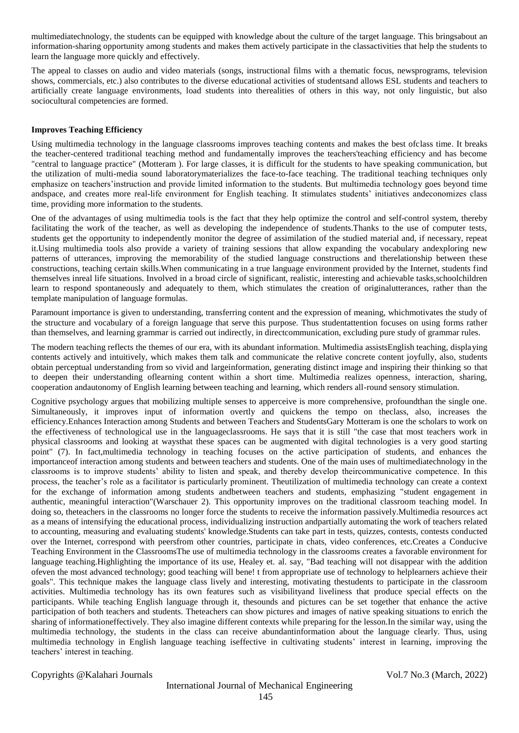multimediatechnology, the students can be equipped with knowledge about the culture of the target language. This bringsabout an information-sharing opportunity among students and makes them actively participate in the classactivities that help the students to learn the language more quickly and effectively.

The appeal to classes on audio and video materials (songs, instructional films with a thematic focus, newsprograms, television shows, commercials, etc.) also contributes to the diverse educational activities of studentsand allows ESL students and teachers to artificially create language environments, load students into therealities of others in this way, not only linguistic, but also sociocultural competencies are formed.

**Improves Teaching Efficiency**

Using multimedia technology in the language classrooms improves teaching contents and makes the best ofclass time. It breaks the teacher-centered traditional teaching method and fundamentally improves the teachers'teaching efficiency and has become "central to language practice" (Motteram ). For large classes, it is difficult for the students to have speaking communication, but the utilization of multi-media sound laboratorymaterializes the face-to-face teaching. The traditional teaching techniques only emphasize on teachers'instruction and provide limited information to the students. But multimedia technology goes beyond time andspace, and creates more real-life environment for English teaching. It stimulates students' initiatives andeconomizes class time, providing more information to the students.

One of the advantages of using multimedia tools is the fact that they help optimize the control and self-control system, thereby facilitating the work of the teacher, as well as developing the independence of students.Thanks to the use of computer tests, students get the opportunity to independently monitor the degree of assimilation of the studied material and, if necessary, repeat it.Using multimedia tools also provide a variety of training sessions that allow expanding the vocabulary andexploring new patterns of utterances, improving the memorability of the studied language constructions and therelationship between these constructions, teaching certain skills.When communicating in a true language environment provided by the Internet, students find themselves inreal life situations. Involved in a broad circle of significant, realistic, interesting and achievable tasks,schoolchildren learn to respond spontaneously and adequately to them, which stimulates the creation of originalutterances, rather than the template manipulation of language formulas.

Paramount importance is given to understanding, transferring content and the expression of meaning, whichmotivates the study of the structure and vocabulary of a foreign language that serve this purpose. Thus studentattention focuses on using forms rather than themselves, and learning grammar is carried out indirectly, in directcommunication, excluding pure study of grammar rules.

The modern teaching reflects the themes of our era, with its abundant information. Multimedia assistsEnglish teaching, displaying contents actively and intuitively, which makes them talk and communicate the relative concrete content joyfully, also, students obtain perceptual understanding from so vivid and largeinformation, generating distinct image and inspiring their thinking so that to deepen their understanding oflearning content within a short time. Multimedia realizes openness, interaction, sharing, cooperation andautonomy of English learning between teaching and learning, which renders all-round sensory stimulation.

Cognitive psychology argues that mobilizing multiple senses to apperceive is more comprehensive, profoundthan the single one. Simultaneously, it improves input of information overtly and quickens the tempo on theclass, also, increases the efficiency.Enhances Interaction among Students and between Teachers and StudentsGary Motteram is one the scholars to work on the effectiveness of technological use in the languageclassrooms. He says that it is still "the case that most teachers work in physical classrooms and looking at waysthat these spaces can be augmented with digital technologies is a very good starting point" (7). In fact,multimedia technology in teaching focuses on the active participation of students, and enhances the importanceof interaction among students and between teachers and students. One of the main uses of multimediatechnology in the classrooms is to improve students' ability to listen and speak, and thereby develop theircommunicative competence. In this process, the teacher's role as a facilitator is particularly prominent. Theutilization of multimedia technology can create a context for the exchange of information among students andbetween teachers and students, emphasizing "student engagement in authentic, meaningful interaction"(Warschauer 2). This opportunity improves on the traditional classroom teaching model. In doing so, theteachers in the classrooms no longer force the students to receive the information passively.Multimedia resources act as a means of intensifying the educational process, individualizing instruction andpartially automating the work of teachers related to accounting, measuring and evaluating students' knowledge.Students can take part in tests, quizzes, contests, contests conducted over the Internet, correspond with peersfrom other countries, participate in chats, video conferences, etc.Creates a Conducive Teaching Environment in the ClassroomsThe use of multimedia technology in the classrooms creates a favorable environment for language teaching.Highlighting the importance of its use, Healey et. al. say, "Bad teaching will not disappear with the addition ofeven the most advanced technology; good teaching will bene! t from appropriate use of technology to helplearners achieve their goals". This technique makes the language class lively and interesting, motivating thestudents to participate in the classroom activities. Multimedia technology has its own features such as visibilityand liveliness that produce special effects on the participants. While teaching English language through it, thesounds and pictures can be set together that enhance the active participation of both teachers and students. Theteachers can show pictures and images of native speaking situations to enrich the sharing of informationeffectively. They also imagine different contexts while preparing for the lesson.In the similar way, using the multimedia technology, the students in the class can receive abundantinformation about the language clearly. Thus, using multimedia technology in English language teaching iseffective in cultivating students' interest in learning, improving the teachers' interest in teaching.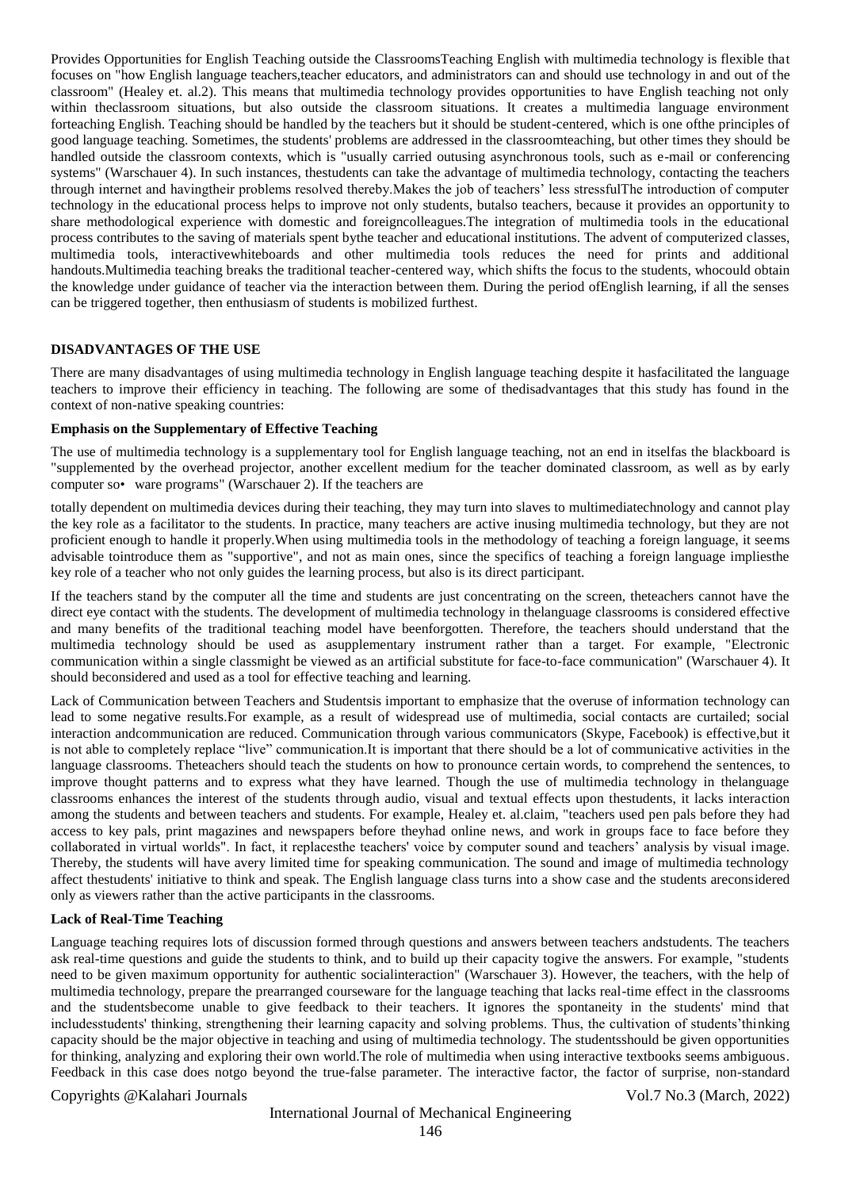Provides Opportunities for English Teaching outside the ClassroomsTeaching English with multimedia technology is flexible that focuses on "how English language teachers,teacher educators, and administrators can and should use technology in and out of the classroom" (Healey et. al.2). This means that multimedia technology provides opportunities to have English teaching not only within theclassroom situations, but also outside the classroom situations. It creates a multimedia language environment forteaching English. Teaching should be handled by the teachers but it should be student-centered, which is one ofthe principles of good language teaching. Sometimes, the students' problems are addressed in the classroomteaching, but other times they should be handled outside the classroom contexts, which is "usually carried outusing asynchronous tools, such as e-mail or conferencing systems" (Warschauer 4). In such instances, thestudents can take the advantage of multimedia technology, contacting the teachers through internet and havingtheir problems resolved thereby.Makes the job of teachers' less stressfulThe introduction of computer technology in the educational process helps to improve not only students, butalso teachers, because it provides an opportunity to share methodological experience with domestic and foreigncolleagues.The integration of multimedia tools in the educational process contributes to the saving of materials spent bythe teacher and educational institutions. The advent of computerized classes, multimedia tools, interactivewhiteboards and other multimedia tools reduces the need for prints and additional handouts.Multimedia teaching breaks the traditional teacher-centered way, which shifts the focus to the students, whocould obtain the knowledge under guidance of teacher via the interaction between them. During the period ofEnglish learning, if all the senses can be triggered together, then enthusiasm of students is mobilized furthest.

## DISADVANTAGES OF THE USE

There are many disadvantages of using multimedia technology in English language teaching despite it hasfacilitated the language teachers to improve their efficiency in teaching. The following are some of thedisadvantages that this study has found in the context of non-native speaking countries:

### Emphasis on the Supplementary of Effective Teaching

The use of multimedia technology is a supplementary tool for English language teaching, not an end in itselfas the blackboard is "supplemented by the overhead projector, another excellent medium for the teacher dominated classroom, as well as by early computer so• ware programs" (Warschauer 2). If the teachers are

totally dependent on multimedia devices during their teaching, they may turn into slaves to multimediatechnology and cannot play the key role as a facilitator to the students. In practice, many teachers are active inusing multimedia technology, but they are not proficient enough to handle it properly.When using multimedia tools in the methodology of teaching a foreign language, it seems advisable tointroduce them as "supportive", and not as main ones, since the specifics of teaching a foreign language impliesthe key role of a teacher who not only guides the learning process, but also is its direct participant.

If the teachers stand by the computer all the time and students are just concentrating on the screen, theteachers cannot have the direct eye contact with the students. The development of multimedia technology in thelanguage classrooms is considered effective and many benefits of the traditional teaching model have beenforgotten. Therefore, the teachers should understand that the multimedia technology should be used as asupplementary instrument rather than a target. For example, "Electronic communication within a single classmight be viewed as an artificial substitute for face-to-face communication" (Warschauer 4). It should beconsidered and used as a tool for effective teaching and learning.

Lack of Communication between Teachers and Studentsis important to emphasize that the overuse of information technology can lead to some negative results.For example, as a result of widespread use of multimedia, social contacts are curtailed; social interaction andcommunication are reduced. Communication through various communicators (Skype, Facebook) is effective,but it is not able to completely replace "live" communication.It is important that there should be a lot of communicative activities in the language classrooms. Theteachers should teach the students on how to pronounce certain words, to comprehend the sentences, to improve thought patterns and to express what they have learned. Though the use of multimedia technology in thelanguage classrooms enhances the interest of the students through audio, visual and textual effects upon thestudents, it lacks interaction among the students and between teachers and students. For example, Healey et. al.claim, "teachers used pen pals before they had access to key pals, print magazines and newspapers before theyhad online news, and work in groups face to face before they collaborated in virtual worlds". In fact, it replacesthe teachers' voice by computer sound and teachers' analysis by visual image. Thereby, the students will have avery limited time for speaking communication. The sound and image of multimedia technology affect thestudents' initiative to think and speak. The English language class turns into a show case and the students areconsidered only as viewers rather than the active participants in the classrooms.

### Lack of Real-Time Teaching

Language teaching requires lots of discussion formed through questions and answers between teachers andstudents. The teachers ask real-time questions and guide the students to think, and to build up their capacity togive the answers. For example, "students need to be given maximum opportunity for authentic socialinteraction" (Warschauer 3). However, the teachers, with the help of multimedia technology, prepare the prearranged courseware for the language teaching that lacks real-time effect in the classrooms and the studentsbecome unable to give feedback to their teachers. It ignores the spontaneity in the students' mind that includesstudents' thinking, strengthening their learning capacity and solving problems. Thus, the cultivation of students'thinking capacity should be the major objective in teaching and using of multimedia technology. The studentsshould be given opportunities for thinking, analyzing and exploring their own world.The role of multimedia when using interactive textbooks seems ambiguous. Feedback in this case does notgo beyond the true-false parameter. The interactive factor, the factor of surprise, non-standard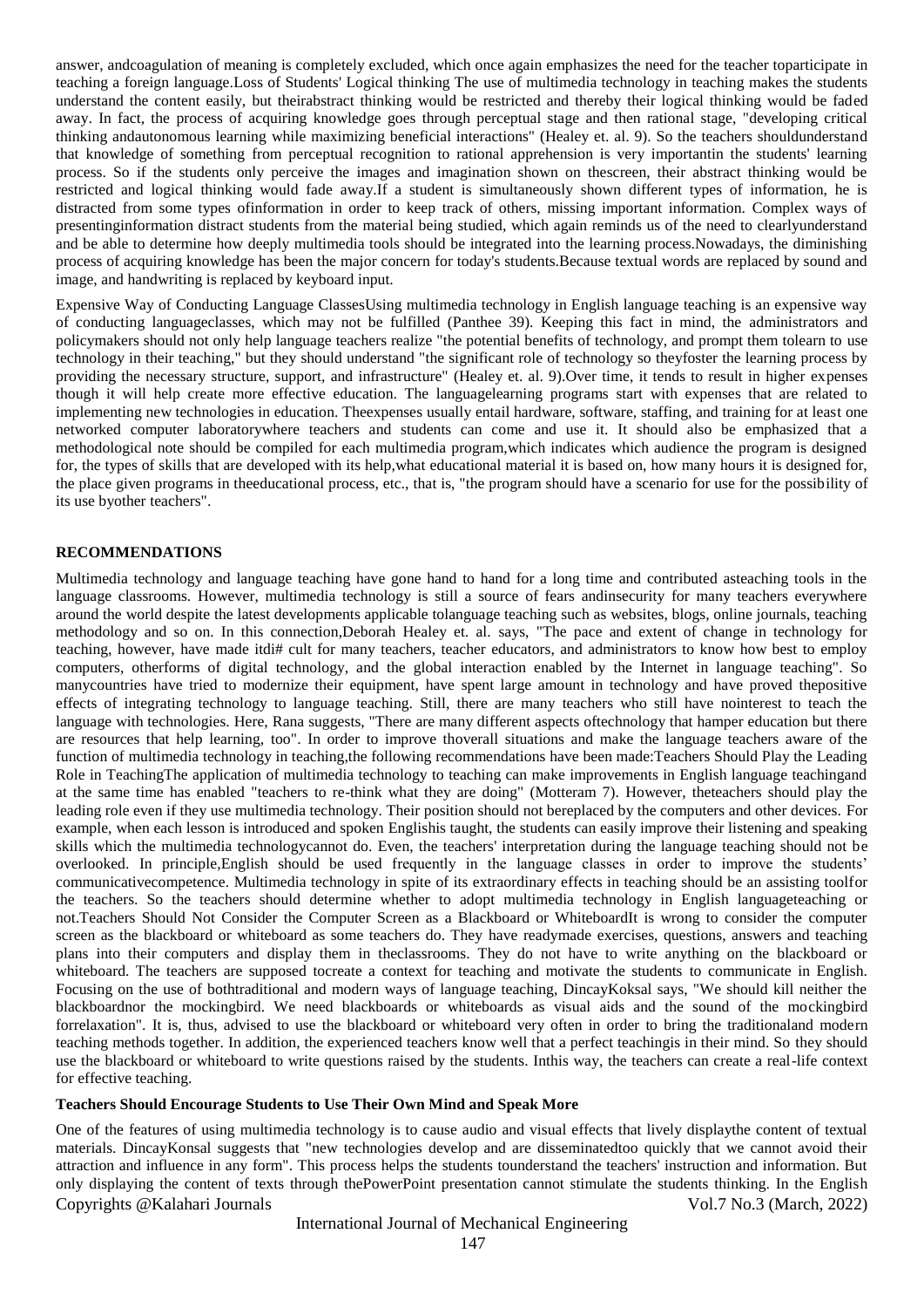answer, andcoagulation of meaning is completely excluded, which once again emphasizes the need for the teacher toparticipate in teaching a foreign language.Loss of Students' Logical thinking The use of multimedia technology in teaching makes the students understand the content easily, but theirabstract thinking would be restricted and thereby their logical thinking would be faded away. In fact, the process of acquiring knowledge goes through perceptual stage and then rational stage, "developing critical thinking andautonomous learning while maximizing beneficial interactions" (Healey et. al. 9). So the teachers shouldunderstand that knowledge of something from perceptual recognition to rational apprehension is very importantin the students' learning process. So if the students only perceive the images and imagination shown on thescreen, their abstract thinking would be restricted and logical thinking would fade away.If a student is simultaneously shown different types of information, he is distracted from some types ofinformation in order to keep track of others, missing important information. Complex ways of presentinginformation distract students from the material being studied, which again reminds us of the need to clearlyunderstand and be able to determine how deeply multimedia tools should be integrated into the learning process.Nowadays, the diminishing process of acquiring knowledge has been the major concern for today's students.Because textual words are replaced by sound and image, and handwriting is replaced by keyboard input.

Expensive Way of Conducting Language ClassesUsing multimedia technology in English language teaching is an expensive way of conducting languageclasses, which may not be fulfilled (Panthee 39). Keeping this fact in mind, the administrators and policymakers should not only help language teachers realize "the potential benefits of technology, and prompt them tolearn to use technology in their teaching," but they should understand "the significant role of technology so theyfoster the learning process by providing the necessary structure, support, and infrastructure" (Healey et. al. 9).Over time, it tends to result in higher expenses though it will help create more effective education. The languagelearning programs start with expenses that are related to implementing new technologies in education. Theexpenses usually entail hardware, software, staffing, and training for at least one networked computer laboratorywhere teachers and students can come and use it. It should also be emphasized that a methodological note should be compiled for each multimedia program,which indicates which audience the program is designed for, the types of skills that are developed with its help,what educational material it is based on, how many hours it is designed for, the place given programs in theeducational process, etc., that is, "the program should have a scenario for use for the possibility of its use byother teachers".

## RECOMMENDATIONS

Multimedia technology and language teaching have gone hand to hand for a long time and contributed asteaching tools in the language classrooms. However, multimedia technology is still a source of fears andinsecurity for many teachers everywhere around the world despite the latest developments applicable tolanguage teaching such as websites, blogs, online journals, teaching methodology and so on. In this connection,Deborah Healey et. al. says, "The pace and extent of change in technology for teaching, however, have made itdi# cult for many teachers, teacher educators, and administrators to know how best to employ computers, otherforms of digital technology, and the global interaction enabled by the Internet in language teaching". So manycountries have tried to modernize their equipment, have spent large amount in technology and have proved thepositive effects of integrating technology to language teaching. Still, there are many teachers who still have nointerest to teach the language with technologies. Here, Rana suggests, "There are many different aspects oftechnology that hamper education but there are resources that help learning, too". In order to improve thoverall situations and make the language teachers aware of the function of multimedia technology in teaching,the following recommendations have been made:Teachers Should Play the Leading Role in TeachingThe application of multimedia technology to teaching can make improvements in English language teachingand at the same time has enabled "teachers to re-think what they are doing" (Motteram 7). However, theteachers should play the leading role even if they use multimedia technology. Their position should not bereplaced by the computers and other devices. For example, when each lesson is introduced and spoken Englishis taught, the students can easily improve their listening and speaking skills which the multimedia technologycannot do. Even, the teachers' interpretation during the language teaching should not be overlooked. In principle,English should be used frequently in the language classes in order to improve the students' communicativecompetence. Multimedia technology in spite of its extraordinary effects in teaching should be an assisting toolfor the teachers. So the teachers should determine whether to adopt multimedia technology in English languageteaching or not.Teachers Should Not Consider the Computer Screen as a Blackboard or WhiteboardIt is wrong to consider the computer screen as the blackboard or whiteboard as some teachers do. They have readymade exercises, questions, answers and teaching plans into their computers and display them in theclassrooms. They do not have to write anything on the blackboard or whiteboard. The teachers are supposed tocreate a context for teaching and motivate the students to communicate in English. Focusing on the use of bothtraditional and modern ways of language teaching, DincayKoksal says, "We should kill neither the blackboardnor the mockingbird. We need blackboards or whiteboards as visual aids and the sound of the mockingbird forrelaxation". It is, thus, advised to use the blackboard or whiteboard very often in order to bring the traditionaland modern teaching methods together. In addition, the experienced teachers know well that a perfect teachingis in their mind. So they should use the blackboard or whiteboard to write questions raised by the students. Inthis way, the teachers can create a real-life context for effective teaching.

### Teachers Should Encourage Students to Use Their Own Mind and Speak More

One of the features of using multimedia technology is to cause audio and visual effects that lively displaythe content of textual materials. DincayKonsal suggests that "new technologies develop and are disseminatedtoo quickly that we cannot avoid their attraction and influence in any form". This process helps the students tounderstand the teachers' instruction and information. But only displaying the content of texts through thePowerPoint presentation cannot stimulate the students thinking. In the English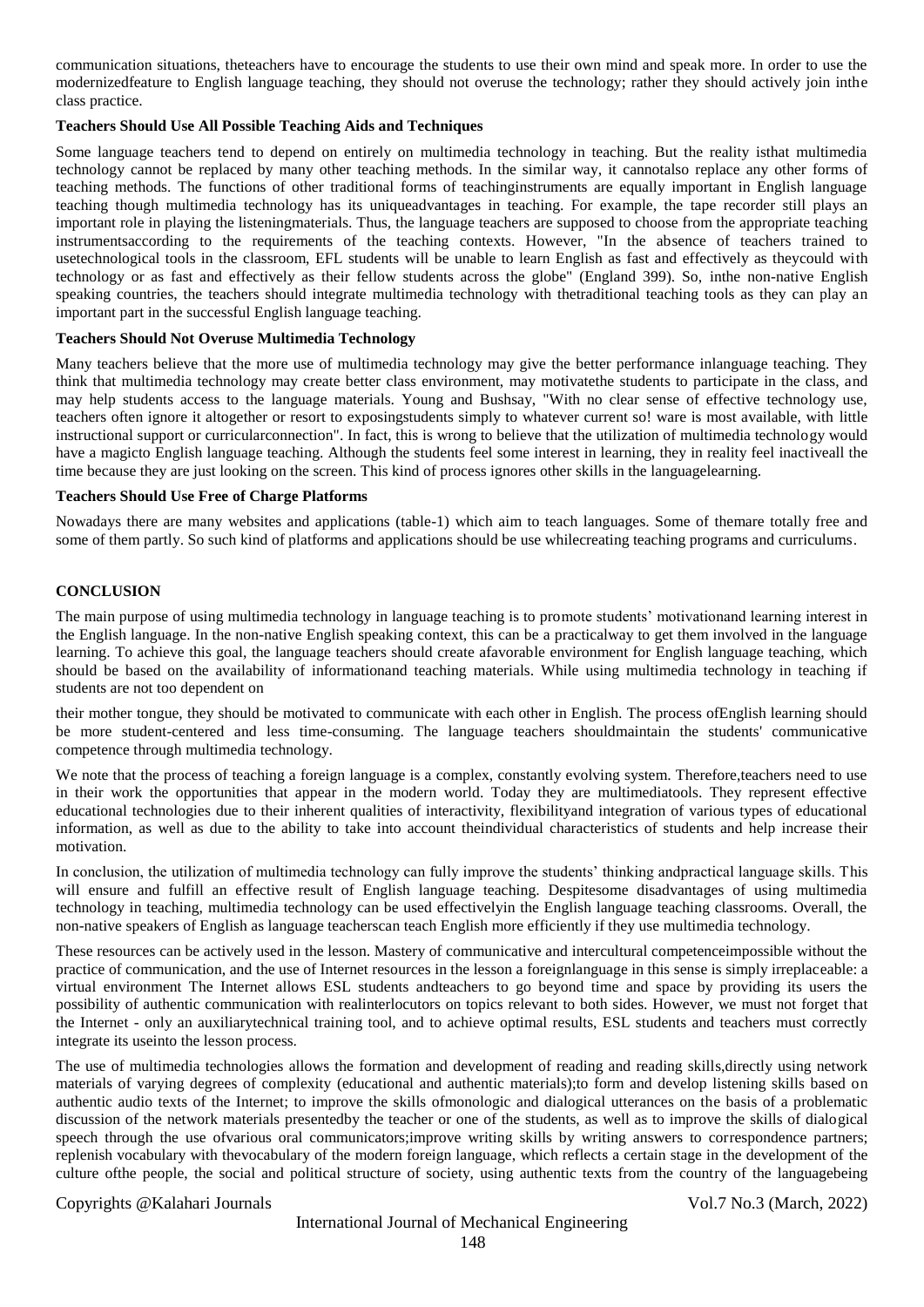communication situations, theteachers have to encourage the students to use their own mind and speak more. In order to use the modernizedfeature to English language teaching, they should not overuse the technology; rather they should actively join inthe class practice.

**Teachers Should Use All Possible Teaching Aids and Techniques**

Some language teachers tend to depend on entirely on multimedia technology in teaching. But the reality isthat multimedia technology cannot be replaced by many other teaching methods. In the similar way, it cannotalso replace any other forms of teaching methods. The functions of other traditional forms of teachinginstruments are equally important in English language teaching though multimedia technology has its uniqueadvantages in teaching. For example, the tape recorder still plays an important role in playing the listeningmaterials. Thus, the language teachers are supposed to choose from the appropriate teaching instrumentsaccording to the requirements of the teaching contexts. However, "In the absence of teachers trained to usetechnological tools in the classroom, EFL students will be unable to learn English as fast and effectively as theycould with technology or as fast and effectively as their fellow students across the globe" (England 399). So, inthe non-native English speaking countries, the teachers should integrate multimedia technology with thetraditional teaching tools as they can play an important part in the successful English language teaching.

**Teachers Should Not Overuse Multimedia Technology**

Many teachers believe that the more use of multimedia technology may give the better performance inlanguage teaching. They think that multimedia technology may create better class environment, may motivatethe students to participate in the class, and may help students access to the language materials. Young and Bushsay, "With no clear sense of effective technology use, teachers often ignore it altogether or resort to exposingstudents simply to whatever current so! ware is most available, with little instructional support or curricularconnection". In fact, this is wrong to believe that the utilization of multimedia technology would have a magicto English language teaching. Although the students feel some interest in learning, they in reality feel inactiveall the time because they are just looking on the screen. This kind of process ignores other skills in the languagelearning.

**Teachers Should Use Free of Charge Platforms**

Nowadays there are many websites and applications (table-1) which aim to teach languages. Some of themare totally free and some of them partly. So such kind of platforms and applications should be use whilecreating teaching programs and curriculums.

## CONCLUSION

The main purpose of using multimedia technology in language teaching is to promote students' motivationand learning interest in the English language. In the non-native English speaking context, this can be a practicalway to get them involved in the language learning. To achieve this goal, the language teachers should create afavorable environment for English language teaching, which should be based on the availability of informationand teaching materials. While using multimedia technology in teaching if students are not too dependent on

their mother tongue, they should be motivated to communicate with each other in English. The process ofEnglish learning should be more student-centered and less time-consuming. The language teachers shouldmaintain the students' communicative competence through multimedia technology.

We note that the process of teaching a foreign language is a complex, constantly evolving system. Therefore,teachers need to use in their work the opportunities that appear in the modern world. Today they are multimediatools. They represent effective educational technologies due to their inherent qualities of interactivity, flexibilityand integration of various types of educational information, as well as due to the ability to take into account theindividual characteristics of students and help increase their motivation.

In conclusion, the utilization of multimedia technology can fully improve the students' thinking andpractical language skills. This will ensure and fulfill an effective result of English language teaching. Despitesome disadvantages of using multimedia technology in teaching, multimedia technology can be used effectivelyin the English language teaching classrooms. Overall, the non-native speakers of English as language teacherscan teach English more efficiently if they use multimedia technology.

These resources can be actively used in the lesson. Mastery of communicative and intercultural competenceimpossible without the practice of communication, and the use of Internet resources in the lesson a foreignlanguage in this sense is simply irreplaceable: a virtual environment The Internet allows ESL students andteachers to go beyond time and space by providing its users the possibility of authentic communication with realinterlocutors on topics relevant to both sides. However, we must not forget that the Internet - only an auxiliarytechnical training tool, and to achieve optimal results, ESL students and teachers must correctly integrate its useinto the lesson process.

The use of multimedia technologies allows the formation and development of reading and reading skills,directly using network materials of varying degrees of complexity (educational and authentic materials);to form and develop listening skills based on authentic audio texts of the Internet; to improve the skills ofmonologic and dialogical utterances on the basis of a problematic discussion of the network materials presentedby the teacher or one of the students, as well as to improve the skills of dialogical speech through the use ofvarious oral communicators;improve writing skills by writing answers to correspondence partners; replenish vocabulary with thevocabulary of the modern foreign language, which reflects a certain stage in the development of the culture ofthe people, the social and political structure of society, using authentic texts from the country of the languagebeing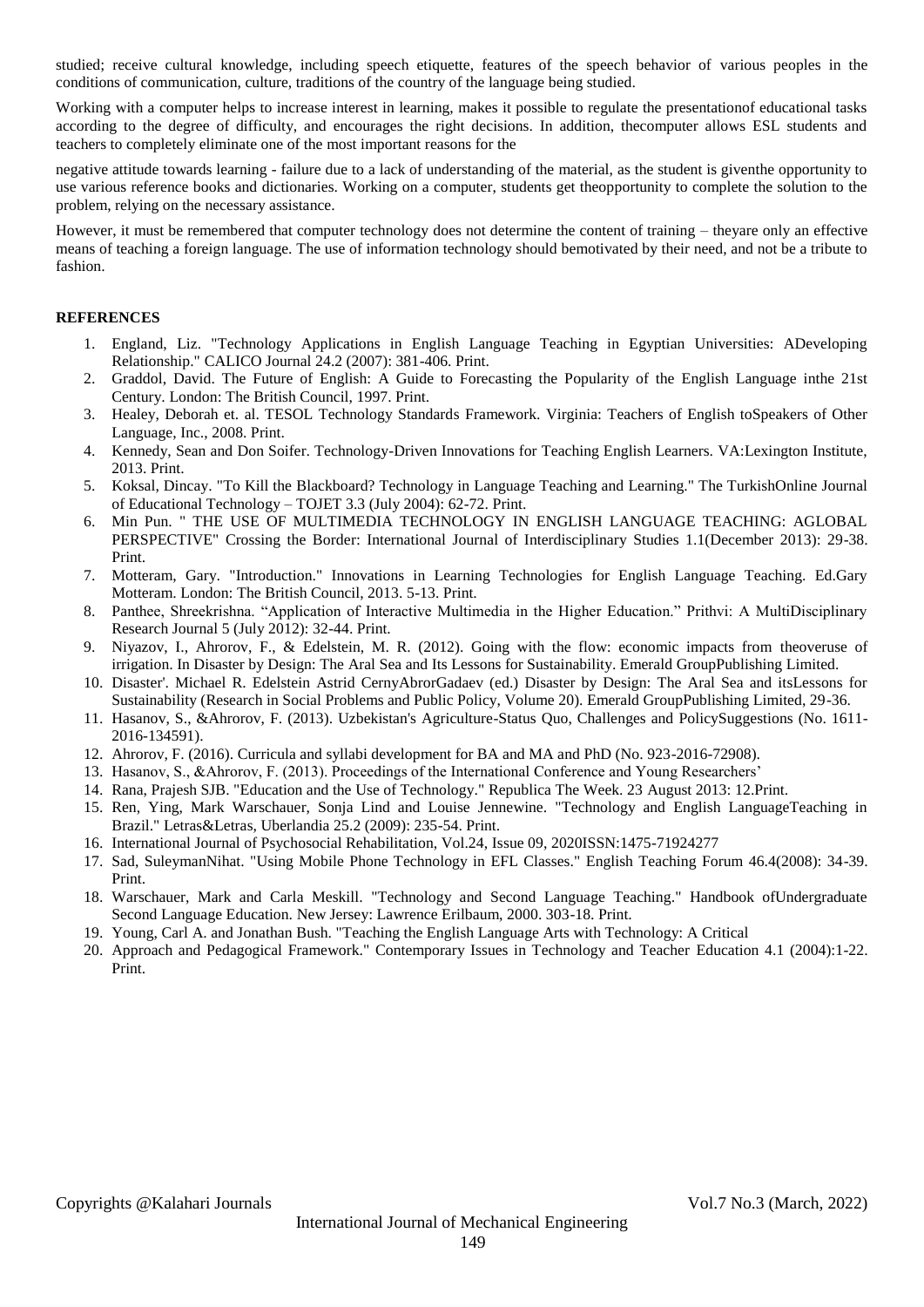studied; receive cultural knowledge, including speech etiquette, features of the speech behavior of various peoples in the conditions of communication, culture, traditions of the country of the language being studied.

Working with a computer helps to increase interest in learning, makes it possible to regulate the presentationof educational tasks according to the degree of difficulty, and encourages the right decisions. In addition, thecomputer allows ESL students and teachers to completely eliminate one of the most important reasons for the

negative attitude towards learning - failure due to a lack of understanding of the material, as the student is giventhe opportunity to use various reference books and dictionaries. Working on a computer, students get theopportunity to complete the solution to the problem, relying on the necessary assistance.

However, it must be remembered that computer technology does not determine the content of training – theyare only an effective means of teaching a foreign language. The use of information technology should bemotivated by their need, and not be a tribute to fashion.

## REFERENCES

1. England, Liz. "Technology Applications in English Language Teaching in Egyptian Universities: ADeveloping Relationship." CALICO Journal 24.2 (2007): 381-406. Print.
2. Graddol, David. The Future of English: A Guide to Forecasting the Popularity of the English Language inthe 21st Century. London: The British Council, 1997. Print.
3. Healey, Deborah et. al. TESOL Technology Standards Framework. Virginia: Teachers of English toSpeakers of Other Language, Inc., 2008. Print.
4. Kennedy, Sean and Don Soifer. Technology-Driven Innovations for Teaching English Learners. VA:Lexington Institute, 2013. Print.
5. Koksal, Dincay. "To Kill the Blackboard? Technology in Language Teaching and Learning." The TurkishOnline Journal of Educational Technology – TOJET 3.3 (July 2004): 62-72. Print.
6. Min Pun. " THE USE OF MULTIMEDIA TECHNOLOGY IN ENGLISH LANGUAGE TEACHING: AGLOBAL PERSPECTIVE" Crossing the Border: International Journal of Interdisciplinary Studies 1.1(December 2013): 29-38. Print.
7. Motteram, Gary. "Introduction." Innovations in Learning Technologies for English Language Teaching. Ed.Gary Motteram. London: The British Council, 2013. 5-13. Print.
8. Panthee, Shreekrishna. "Application of Interactive Multimedia in the Higher Education." Prithvi: A MultiDisciplinary Research Journal 5 (July 2012): 32-44. Print.
9. Niyazov, I., Ahrorov, F., & Edelstein, M. R. (2012). Going with the flow: economic impacts from theoveruse of irrigation. In Disaster by Design: The Aral Sea and Its Lessons for Sustainability. Emerald GroupPublishing Limited.
10. Disaster'. Michael R. Edelstein Astrid CernyAbrorGadaev (ed.) Disaster by Design: The Aral Sea and itsLessons for Sustainability (Research in Social Problems and Public Policy, Volume 20). Emerald GroupPublishing Limited, 29-36.
11. Hasanov, S., &Ahrorov, F. (2013). Uzbekistan's Agriculture-Status Quo, Challenges and PolicySuggestions (No. 1611-2016-134591).
12. Ahrorov, F. (2016). Curricula and syllabi development for BA and MA and PhD (No. 923-2016-72908).
13. Hasanov, S., &Ahrorov, F. (2013). Proceedings of the International Conference and Young Researchers'
14. Rana, Prajesh SJB. "Education and the Use of Technology." Republica The Week. 23 August 2013: 12.Print.
15. Ren, Ying, Mark Warschauer, Sonja Lind and Louise Jennewine. "Technology and English LanguageTeaching in Brazil." Letras&Letras, Uberlandia 25.2 (2009): 235-54. Print.
16. International Journal of Psychosocial Rehabilitation, Vol.24, Issue 09, 2020ISSN:1475-71924277
17. Sad, SuleymanNihat. "Using Mobile Phone Technology in EFL Classes." English Teaching Forum 46.4(2008): 34-39. Print.
18. Warschauer, Mark and Carla Meskill. "Technology and Second Language Teaching." Handbook ofUndergraduate Second Language Education. New Jersey: Lawrence Erilbaum, 2000. 303-18. Print.
19. Young, Carl A. and Jonathan Bush. "Teaching the English Language Arts with Technology: A Critical
20. Approach and Pedagogical Framework." Contemporary Issues in Technology and Teacher Education 4.1 (2004):1-22. Print.